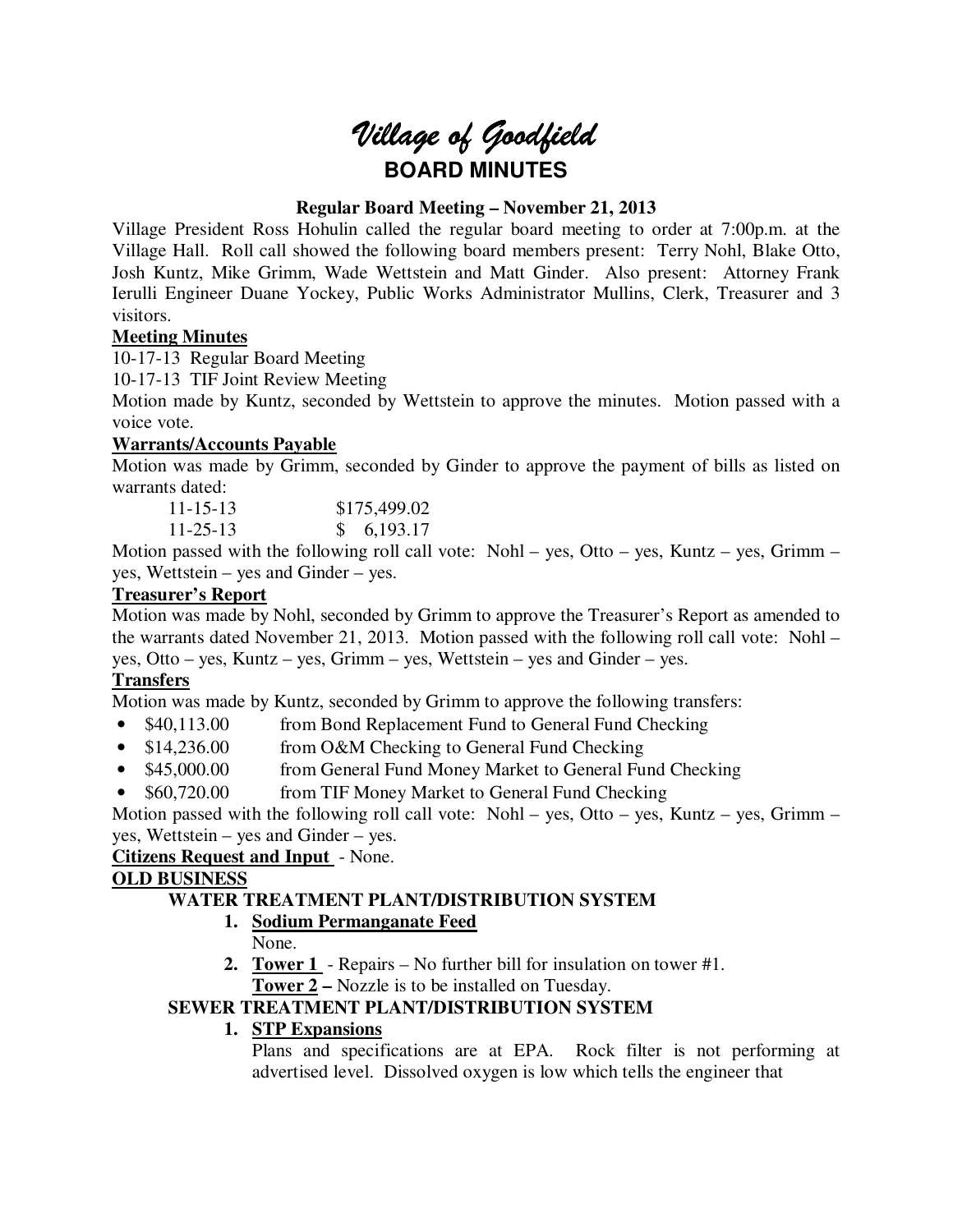# *Village of Goodfield*

## BOARD MINUTES

**Regular Board Meeting – November 21, 2013**

Village President Ross Hohulin called the regular board meeting to order at 7:00p.m. at the Village Hall. Roll call showed the following board members present: Terry Nohl, Blake Otto, Josh Kuntz, Mike Grimm, Wade Wettstein and Matt Ginder. Also present: Attorney Frank Ierulli Engineer Duane Yockey, Public Works Administrator Mullins, Clerk, Treasurer and 3 visitors.

**Meeting Minutes**

10-17-13 Regular Board Meeting

10-17-13 TIF Joint Review Meeting

Motion made by Kuntz, seconded by Wettstein to approve the minutes. Motion passed with a voice vote.

**Warrants/Accounts Payable**

Motion was made by Grimm, seconded by Ginder to approve the payment of bills as listed on warrants dated:

| | |
|---|---|
| 11-15-13 | $175,499.02 |
| 11-25-13 | $ 6,193.17 |

Motion passed with the following roll call vote: Nohl – yes, Otto – yes, Kuntz – yes, Grimm – yes, Wettstein – yes and Ginder – yes.

**Treasurer's Report**

Motion was made by Nohl, seconded by Grimm to approve the Treasurer's Report as amended to the warrants dated November 21, 2013. Motion passed with the following roll call vote: Nohl – yes, Otto – yes, Kuntz – yes, Grimm – yes, Wettstein – yes and Ginder – yes.

**Transfers**

Motion was made by Kuntz, seconded by Grimm to approve the following transfers:

- $40,113.00 from Bond Replacement Fund to General Fund Checking
- $14,236.00 from O&M Checking to General Fund Checking
- $45,000.00 from General Fund Money Market to General Fund Checking
- $60,720.00 from TIF Money Market to General Fund Checking

Motion passed with the following roll call vote: Nohl – yes, Otto – yes, Kuntz – yes, Grimm – yes, Wettstein – yes and Ginder – yes.

**Citizens Request and Input** - None.

**OLD BUSINESS**

**WATER TREATMENT PLANT/DISTRIBUTION SYSTEM**

1. **Sodium Permanganate Feed**
   None.
2. **Tower 1** - Repairs – No further bill for insulation on tower #1.
   **Tower 2 –** Nozzle is to be installed on Tuesday.

**SEWER TREATMENT PLANT/DISTRIBUTION SYSTEM**

1. **STP Expansions**
   Plans and specifications are at EPA. Rock filter is not performing at advertised level. Dissolved oxygen is low which tells the engineer that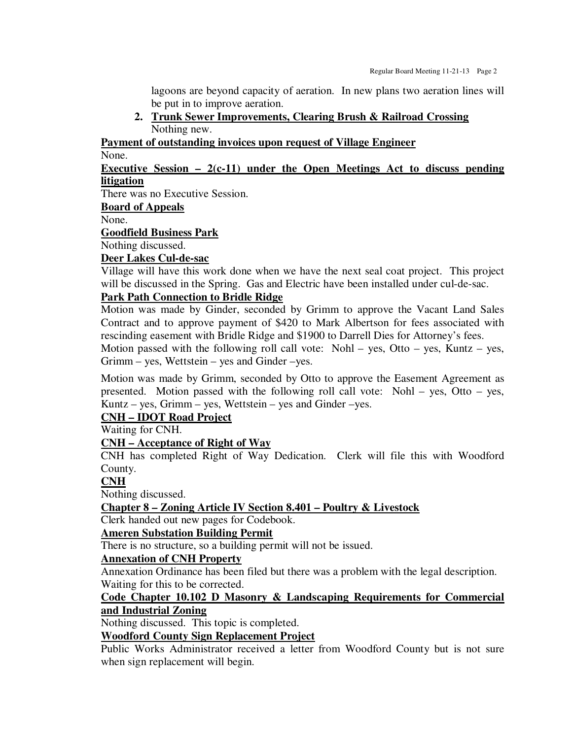lagoons are beyond capacity of aeration. In new plans two aeration lines will be put in to improve aeration.

2. **Trunk Sewer Improvements, Clearing Brush & Railroad Crossing**
   Nothing new.

**Payment of outstanding invoices upon request of Village Engineer**

None.

**Executive Session – 2(c-11) under the Open Meetings Act to discuss pending litigation**

There was no Executive Session.

**Board of Appeals**

None.

**Goodfield Business Park**

Nothing discussed.

**Deer Lakes Cul-de-sac**

Village will have this work done when we have the next seal coat project. This project will be discussed in the Spring. Gas and Electric have been installed under cul-de-sac.

**Park Path Connection to Bridle Ridge**

Motion was made by Ginder, seconded by Grimm to approve the Vacant Land Sales Contract and to approve payment of $420 to Mark Albertson for fees associated with rescinding easement with Bridle Ridge and $1900 to Darrell Dies for Attorney's fees. Motion passed with the following roll call vote: Nohl – yes, Otto – yes, Kuntz – yes, Grimm – yes, Wettstein – yes and Ginder –yes.

Motion was made by Grimm, seconded by Otto to approve the Easement Agreement as presented. Motion passed with the following roll call vote: Nohl – yes, Otto – yes, Kuntz – yes, Grimm – yes, Wettstein – yes and Ginder –yes.

**CNH – IDOT Road Project**

Waiting for CNH.

**CNH – Acceptance of Right of Way**

CNH has completed Right of Way Dedication. Clerk will file this with Woodford County.

**CNH**

Nothing discussed.

**Chapter 8 – Zoning Article IV Section 8.401 – Poultry & Livestock**

Clerk handed out new pages for Codebook.

**Ameren Substation Building Permit**

There is no structure, so a building permit will not be issued.

**Annexation of CNH Property**

Annexation Ordinance has been filed but there was a problem with the legal description. Waiting for this to be corrected.

**Code Chapter 10.102 D Masonry & Landscaping Requirements for Commercial and Industrial Zoning**

Nothing discussed. This topic is completed.

**Woodford County Sign Replacement Project**

Public Works Administrator received a letter from Woodford County but is not sure when sign replacement will begin.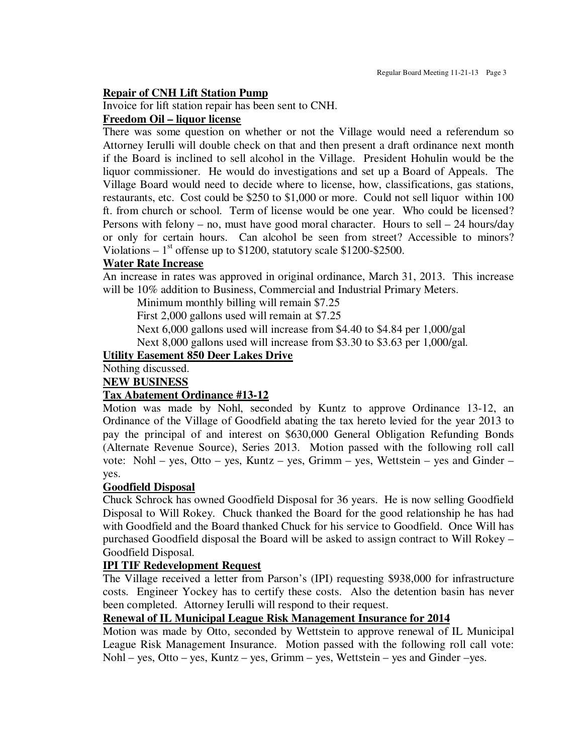**Repair of CNH Lift Station Pump**

Invoice for lift station repair has been sent to CNH.

**Freedom Oil – liquor license**

There was some question on whether or not the Village would need a referendum so Attorney Ierulli will double check on that and then present a draft ordinance next month if the Board is inclined to sell alcohol in the Village. President Hohulin would be the liquor commissioner. He would do investigations and set up a Board of Appeals. The Village Board would need to decide where to license, how, classifications, gas stations, restaurants, etc. Cost could be $250 to $1,000 or more. Could not sell liquor within 100 ft. from church or school. Term of license would be one year. Who could be licensed? Persons with felony – no, must have good moral character. Hours to sell – 24 hours/day or only for certain hours. Can alcohol be seen from street? Accessible to minors? Violations – 1st offense up to $1200, statutory scale $1200-$2500.

**Water Rate Increase**

An increase in rates was approved in original ordinance, March 31, 2013. This increase will be 10% addition to Business, Commercial and Industrial Primary Meters.

Minimum monthly billing will remain $7.25
First 2,000 gallons used will remain at $7.25
Next 6,000 gallons used will increase from $4.40 to $4.84 per 1,000/gal
Next 8,000 gallons used will increase from $3.30 to $3.63 per 1,000/gal.

**Utility Easement 850 Deer Lakes Drive**

Nothing discussed.

**NEW BUSINESS**

**Tax Abatement Ordinance #13-12**

Motion was made by Nohl, seconded by Kuntz to approve Ordinance 13-12, an Ordinance of the Village of Goodfield abating the tax hereto levied for the year 2013 to pay the principal of and interest on $630,000 General Obligation Refunding Bonds (Alternate Revenue Source), Series 2013. Motion passed with the following roll call vote: Nohl – yes, Otto – yes, Kuntz – yes, Grimm – yes, Wettstein – yes and Ginder – yes.

**Goodfield Disposal**

Chuck Schrock has owned Goodfield Disposal for 36 years. He is now selling Goodfield Disposal to Will Rokey. Chuck thanked the Board for the good relationship he has had with Goodfield and the Board thanked Chuck for his service to Goodfield. Once Will has purchased Goodfield disposal the Board will be asked to assign contract to Will Rokey – Goodfield Disposal.

**IPI TIF Redevelopment Request**

The Village received a letter from Parson's (IPI) requesting $938,000 for infrastructure costs. Engineer Yockey has to certify these costs. Also the detention basin has never been completed. Attorney Ierulli will respond to their request.

**Renewal of IL Municipal League Risk Management Insurance for 2014**

Motion was made by Otto, seconded by Wettstein to approve renewal of IL Municipal League Risk Management Insurance. Motion passed with the following roll call vote: Nohl – yes, Otto – yes, Kuntz – yes, Grimm – yes, Wettstein – yes and Ginder –yes.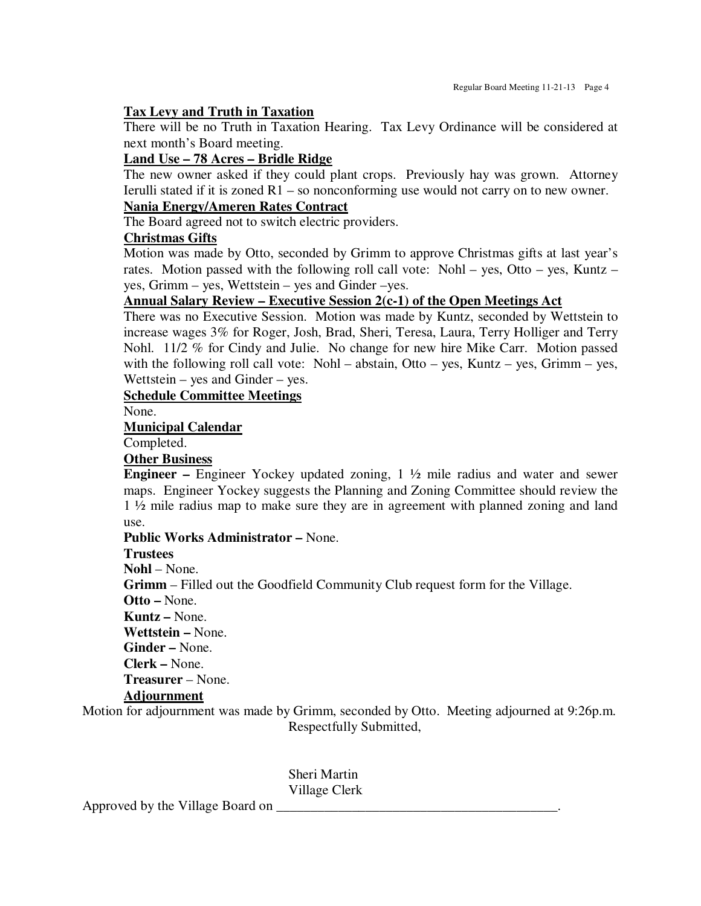**Tax Levy and Truth in Taxation**

There will be no Truth in Taxation Hearing. Tax Levy Ordinance will be considered at next month's Board meeting.

**Land Use – 78 Acres – Bridle Ridge**

The new owner asked if they could plant crops. Previously hay was grown. Attorney Ierulli stated if it is zoned R1 – so nonconforming use would not carry on to new owner.

**Nania Energy/Ameren Rates Contract**

The Board agreed not to switch electric providers.

**Christmas Gifts**

Motion was made by Otto, seconded by Grimm to approve Christmas gifts at last year's rates. Motion passed with the following roll call vote: Nohl – yes, Otto – yes, Kuntz – yes, Grimm – yes, Wettstein – yes and Ginder –yes.

**Annual Salary Review – Executive Session 2(c-1) of the Open Meetings Act**

There was no Executive Session. Motion was made by Kuntz, seconded by Wettstein to increase wages 3% for Roger, Josh, Brad, Sheri, Teresa, Laura, Terry Holliger and Terry Nohl. 11/2 % for Cindy and Julie. No change for new hire Mike Carr. Motion passed with the following roll call vote: Nohl – abstain, Otto – yes, Kuntz – yes, Grimm – yes, Wettstein – yes and Ginder – yes.

**Schedule Committee Meetings**

None.

**Municipal Calendar**

Completed.

**Other Business**

**Engineer –** Engineer Yockey updated zoning, 1 ½ mile radius and water and sewer maps. Engineer Yockey suggests the Planning and Zoning Committee should review the 1 ½ mile radius map to make sure they are in agreement with planned zoning and land use.

**Public Works Administrator –** None.

**Trustees**

**Nohl** – None.

**Grimm** – Filled out the Goodfield Community Club request form for the Village.

**Otto –** None.

**Kuntz –** None.

**Wettstein –** None.

**Ginder –** None.

**Clerk –** None.

**Treasurer** – None.

**Adjournment**

Motion for adjournment was made by Grimm, seconded by Otto. Meeting adjourned at 9:26p.m.

Respectfully Submitted,

Sheri Martin
Village Clerk

Approved by the Village Board on \_\_\_\_\_\_\_\_\_\_\_\_\_\_\_\_\_\_\_\_\_\_\_\_\_\_\_\_\_\_\_\_\_\_\_\_\_\_\_\_\_\_.